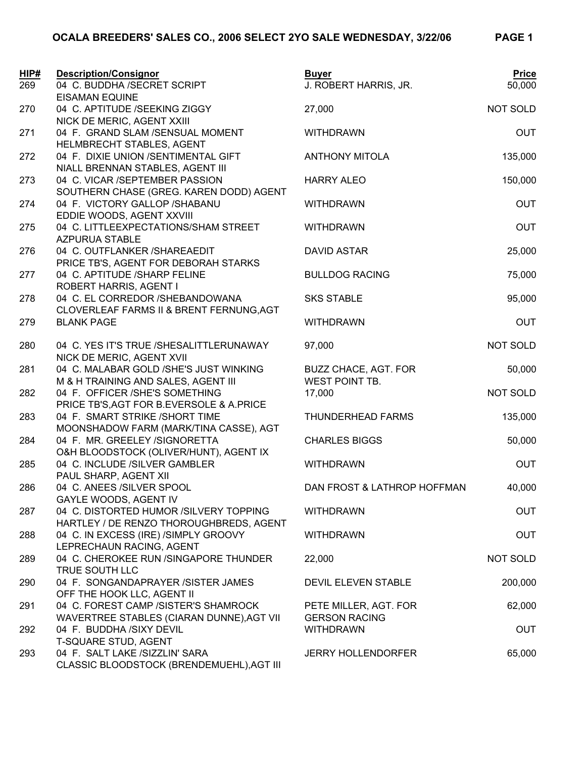# OCALA BREEDERS' SALES CO., 2006 SELECT 2YO SALE WEDNESDAY, 3/22/06

| HIP# | Description/Consignor | Buyer | Price |
|---|---|---|---|
| 269 | 04 C. BUDDHA /SECRET SCRIPT<br>EISAMAN EQUINE | J. ROBERT HARRIS, JR. | 50,000 |
| 270 | 04 C. APTITUDE /SEEKING ZIGGY<br>NICK DE MERIC, AGENT XXIII | 27,000 | NOT SOLD |
| 271 | 04 F. GRAND SLAM /SENSUAL MOMENT<br>HELMBRECHT STABLES, AGENT | WITHDRAWN | OUT |
| 272 | 04 F. DIXIE UNION /SENTIMENTAL GIFT<br>NIALL BRENNAN STABLES, AGENT III | ANTHONY MITOLA | 135,000 |
| 273 | 04 C. VICAR /SEPTEMBER PASSION<br>SOUTHERN CHASE (GREG. KAREN DODD) AGENT | HARRY ALEO | 150,000 |
| 274 | 04 F. VICTORY GALLOP /SHABANU<br>EDDIE WOODS, AGENT XXVIII | WITHDRAWN | OUT |
| 275 | 04 C. LITTLEEXPECTATIONS/SHAM STREET<br>AZPURUA STABLE | WITHDRAWN | OUT |
| 276 | 04 C. OUTFLANKER /SHAREAEDIT<br>PRICE TB'S, AGENT FOR DEBORAH STARKS | DAVID ASTAR | 25,000 |
| 277 | 04 C. APTITUDE /SHARP FELINE<br>ROBERT HARRIS, AGENT I | BULLDOG RACING | 75,000 |
| 278 | 04 C. EL CORREDOR /SHEBANDOWANA<br>CLOVERLEAF FARMS II & BRENT FERNUNG,AGT | SKS STABLE | 95,000 |
| 279 | BLANK PAGE | WITHDRAWN | OUT |
| 280 | 04 C. YES IT'S TRUE /SHESALITTLERUNAWAY<br>NICK DE MERIC, AGENT XVII | 97,000 | NOT SOLD |
| 281 | 04 C. MALABAR GOLD /SHE'S JUST WINKING<br>M & H TRAINING AND SALES, AGENT III | BUZZ CHACE, AGT. FOR<br>WEST POINT TB. | 50,000 |
| 282 | 04 F. OFFICER /SHE'S SOMETHING<br>PRICE TB'S,AGT FOR B.EVERSOLE & A.PRICE | 17,000 | NOT SOLD |
| 283 | 04 F. SMART STRIKE /SHORT TIME<br>MOONSHADOW FARM (MARK/TINA CASSE), AGT | THUNDERHEAD FARMS | 135,000 |
| 284 | 04 F. MR. GREELEY /SIGNORETTA<br>O&H BLOODSTOCK (OLIVER/HUNT), AGENT IX | CHARLES BIGGS | 50,000 |
| 285 | 04 C. INCLUDE /SILVER GAMBLER<br>PAUL SHARP, AGENT XII | WITHDRAWN | OUT |
| 286 | 04 C. ANEES /SILVER SPOOL<br>GAYLE WOODS, AGENT IV | DAN FROST & LATHROP HOFFMAN | 40,000 |
| 287 | 04 C. DISTORTED HUMOR /SILVERY TOPPING<br>HARTLEY / DE RENZO THOROUGHBREDS, AGENT | WITHDRAWN | OUT |
| 288 | 04 C. IN EXCESS (IRE) /SIMPLY GROOVY<br>LEPRECHAUN RACING, AGENT | WITHDRAWN | OUT |
| 289 | 04 C. CHEROKEE RUN /SINGAPORE THUNDER<br>TRUE SOUTH LLC | 22,000 | NOT SOLD |
| 290 | 04 F. SONGANDAPRAYER /SISTER JAMES<br>OFF THE HOOK LLC, AGENT II | DEVIL ELEVEN STABLE | 200,000 |
| 291 | 04 C. FOREST CAMP /SISTER'S SHAMROCK<br>WAVERTREE STABLES (CIARAN DUNNE),AGT VII | PETE MILLER, AGT. FOR<br>GERSON RACING | 62,000 |
| 292 | 04 F. BUDDHA /SIXY DEVIL<br>T-SQUARE STUD, AGENT | WITHDRAWN | OUT |
| 293 | 04 F. SALT LAKE /SIZZLIN' SARA<br>CLASSIC BLOODSTOCK (BRENDEMUEHL),AGT III | JERRY HOLLENDORFER | 65,000 |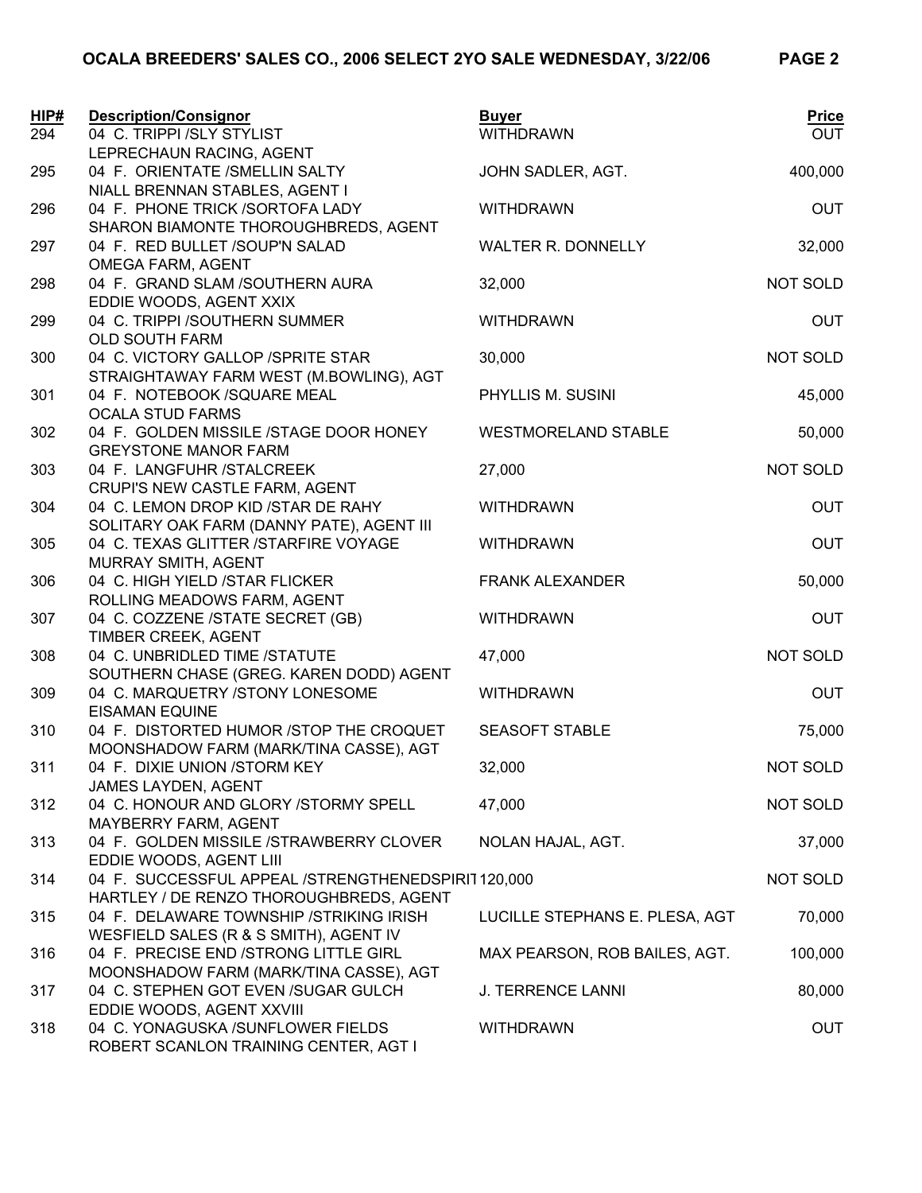**OCALA BREEDERS' SALES CO., 2006 SELECT 2YO SALE WEDNESDAY, 3/22/06**

| HIP# | Description/Consignor | Buyer | Price |
|---|---|---|---|
| 294 | 04 C. TRIPPI /SLY STYLIST<br>LEPRECHAUN RACING, AGENT | WITHDRAWN | OUT |
| 295 | 04 F. ORIENTATE /SMELLIN SALTY<br>NIALL BRENNAN STABLES, AGENT I | JOHN SADLER, AGT. | 400,000 |
| 296 | 04 F. PHONE TRICK /SORTOFA LADY<br>SHARON BIAMONTE THOROUGHBREDS, AGENT | WITHDRAWN | OUT |
| 297 | 04 F. RED BULLET /SOUP'N SALAD<br>OMEGA FARM, AGENT | WALTER R. DONNELLY | 32,000 |
| 298 | 04 F. GRAND SLAM /SOUTHERN AURA<br>EDDIE WOODS, AGENT XXIX | 32,000 | NOT SOLD |
| 299 | 04 C. TRIPPI /SOUTHERN SUMMER<br>OLD SOUTH FARM | WITHDRAWN | OUT |
| 300 | 04 C. VICTORY GALLOP /SPRITE STAR<br>STRAIGHTAWAY FARM WEST (M.BOWLING), AGT | 30,000 | NOT SOLD |
| 301 | 04 F. NOTEBOOK /SQUARE MEAL<br>OCALA STUD FARMS | PHYLLIS M. SUSINI | 45,000 |
| 302 | 04 F. GOLDEN MISSILE /STAGE DOOR HONEY<br>GREYSTONE MANOR FARM | WESTMORELAND STABLE | 50,000 |
| 303 | 04 F. LANGFUHR /STALCREEK<br>CRUPI'S NEW CASTLE FARM, AGENT | 27,000 | NOT SOLD |
| 304 | 04 C. LEMON DROP KID /STAR DE RAHY<br>SOLITARY OAK FARM (DANNY PATE), AGENT III | WITHDRAWN | OUT |
| 305 | 04 C. TEXAS GLITTER /STARFIRE VOYAGE<br>MURRAY SMITH, AGENT | WITHDRAWN | OUT |
| 306 | 04 C. HIGH YIELD /STAR FLICKER<br>ROLLING MEADOWS FARM, AGENT | FRANK ALEXANDER | 50,000 |
| 307 | 04 C. COZZENE /STATE SECRET (GB)<br>TIMBER CREEK, AGENT | WITHDRAWN | OUT |
| 308 | 04 C. UNBRIDLED TIME /STATUTE<br>SOUTHERN CHASE (GREG. KAREN DODD) AGENT | 47,000 | NOT SOLD |
| 309 | 04 C. MARQUETRY /STONY LONESOME<br>EISAMAN EQUINE | WITHDRAWN | OUT |
| 310 | 04 F. DISTORTED HUMOR /STOP THE CROQUET<br>MOONSHADOW FARM (MARK/TINA CASSE), AGT | SEASOFT STABLE | 75,000 |
| 311 | 04 F. DIXIE UNION /STORM KEY<br>JAMES LAYDEN, AGENT | 32,000 | NOT SOLD |
| 312 | 04 C. HONOUR AND GLORY /STORMY SPELL<br>MAYBERRY FARM, AGENT | 47,000 | NOT SOLD |
| 313 | 04 F. GOLDEN MISSILE /STRAWBERRY CLOVER<br>EDDIE WOODS, AGENT LIII | NOLAN HAJAL, AGT. | 37,000 |
| 314 | 04 F. SUCCESSFUL APPEAL /STRENGTHENEDSPIRIT<br>HARTLEY / DE RENZO THOROUGHBREDS, AGENT | 120,000 | NOT SOLD |
| 315 | 04 F. DELAWARE TOWNSHIP /STRIKING IRISH<br>WESFIELD SALES (R & S SMITH), AGENT IV | LUCILLE STEPHANS E. PLESA, AGT | 70,000 |
| 316 | 04 F. PRECISE END /STRONG LITTLE GIRL<br>MOONSHADOW FARM (MARK/TINA CASSE), AGT | MAX PEARSON, ROB BAILES, AGT. | 100,000 |
| 317 | 04 C. STEPHEN GOT EVEN /SUGAR GULCH<br>EDDIE WOODS, AGENT XXVIII | J. TERRENCE LANNI | 80,000 |
| 318 | 04 C. YONAGUSKA /SUNFLOWER FIELDS<br>ROBERT SCANLON TRAINING CENTER, AGT I | WITHDRAWN | OUT |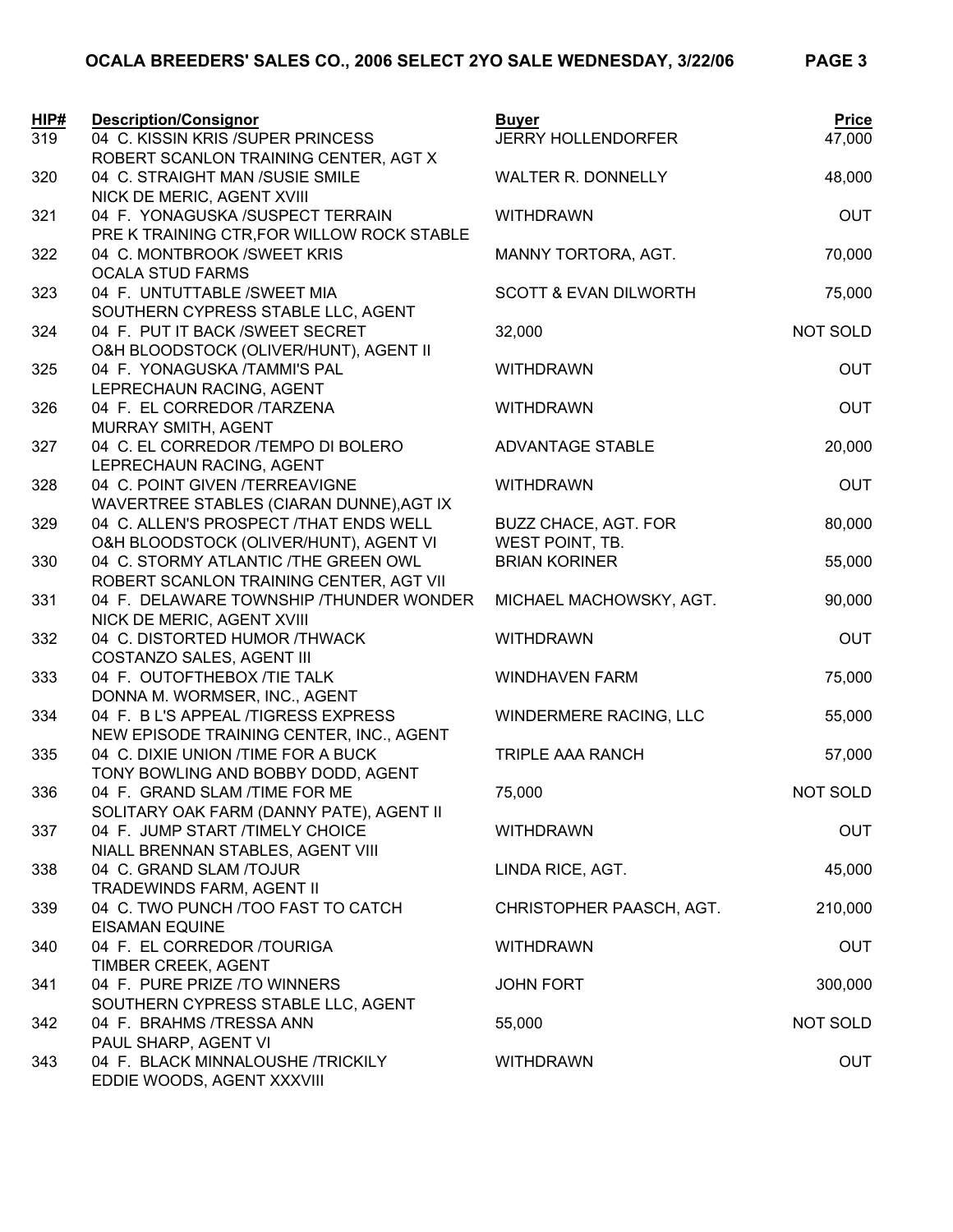| HIP# | Description/Consignor | Buyer | Price |
|---|---|---|---|
| 319 | 04 C. KISSIN KRIS /SUPER PRINCESS<br>ROBERT SCANLON TRAINING CENTER, AGT X | JERRY HOLLENDORFER | 47,000 |
| 320 | 04 C. STRAIGHT MAN /SUSIE SMILE<br>NICK DE MERIC, AGENT XVIII | WALTER R. DONNELLY | 48,000 |
| 321 | 04 F. YONAGUSKA /SUSPECT TERRAIN<br>PRE K TRAINING CTR,FOR WILLOW ROCK STABLE | WITHDRAWN | OUT |
| 322 | 04 C. MONTBROOK /SWEET KRIS<br>OCALA STUD FARMS | MANNY TORTORA, AGT. | 70,000 |
| 323 | 04 F. UNTUTTABLE /SWEET MIA<br>SOUTHERN CYPRESS STABLE LLC, AGENT | SCOTT & EVAN DILWORTH | 75,000 |
| 324 | 04 F. PUT IT BACK /SWEET SECRET<br>O&H BLOODSTOCK (OLIVER/HUNT), AGENT II | 32,000 | NOT SOLD |
| 325 | 04 F. YONAGUSKA /TAMMI'S PAL<br>LEPRECHAUN RACING, AGENT | WITHDRAWN | OUT |
| 326 | 04 F. EL CORREDOR /TARZENA<br>MURRAY SMITH, AGENT | WITHDRAWN | OUT |
| 327 | 04 C. EL CORREDOR /TEMPO DI BOLERO<br>LEPRECHAUN RACING, AGENT | ADVANTAGE STABLE | 20,000 |
| 328 | 04 C. POINT GIVEN /TERREAVIGNE<br>WAVERTREE STABLES (CIARAN DUNNE),AGT IX | WITHDRAWN | OUT |
| 329 | 04 C. ALLEN'S PROSPECT /THAT ENDS WELL<br>O&H BLOODSTOCK (OLIVER/HUNT), AGENT VI | BUZZ CHACE, AGT. FOR<br>WEST POINT, TB. | 80,000 |
| 330 | 04 C. STORMY ATLANTIC /THE GREEN OWL<br>ROBERT SCANLON TRAINING CENTER, AGT VII | BRIAN KORINER | 55,000 |
| 331 | 04 F. DELAWARE TOWNSHIP /THUNDER WONDER<br>NICK DE MERIC, AGENT XVIII | MICHAEL MACHOWSKY, AGT. | 90,000 |
| 332 | 04 C. DISTORTED HUMOR /THWACK<br>COSTANZO SALES, AGENT III | WITHDRAWN | OUT |
| 333 | 04 F. OUTOFTHEBOX /TIE TALK<br>DONNA M. WORMSER, INC., AGENT | WINDHAVEN FARM | 75,000 |
| 334 | 04 F. B L'S APPEAL /TIGRESS EXPRESS<br>NEW EPISODE TRAINING CENTER, INC., AGENT | WINDERMERE RACING, LLC | 55,000 |
| 335 | 04 C. DIXIE UNION /TIME FOR A BUCK<br>TONY BOWLING AND BOBBY DODD, AGENT | TRIPLE AAA RANCH | 57,000 |
| 336 | 04 F. GRAND SLAM /TIME FOR ME<br>SOLITARY OAK FARM (DANNY PATE), AGENT II | 75,000 | NOT SOLD |
| 337 | 04 F. JUMP START /TIMELY CHOICE<br>NIALL BRENNAN STABLES, AGENT VIII | WITHDRAWN | OUT |
| 338 | 04 C. GRAND SLAM /TOJUR<br>TRADEWINDS FARM, AGENT II | LINDA RICE, AGT. | 45,000 |
| 339 | 04 C. TWO PUNCH /TOO FAST TO CATCH<br>EISAMAN EQUINE | CHRISTOPHER PAASCH, AGT. | 210,000 |
| 340 | 04 F. EL CORREDOR /TOURIGA<br>TIMBER CREEK, AGENT | WITHDRAWN | OUT |
| 341 | 04 F. PURE PRIZE /TO WINNERS<br>SOUTHERN CYPRESS STABLE LLC, AGENT | JOHN FORT | 300,000 |
| 342 | 04 F. BRAHMS /TRESSA ANN<br>PAUL SHARP, AGENT VI | 55,000 | NOT SOLD |
| 343 | 04 F. BLACK MINNALOUSHE /TRICKILY<br>EDDIE WOODS, AGENT XXXVIII | WITHDRAWN | OUT |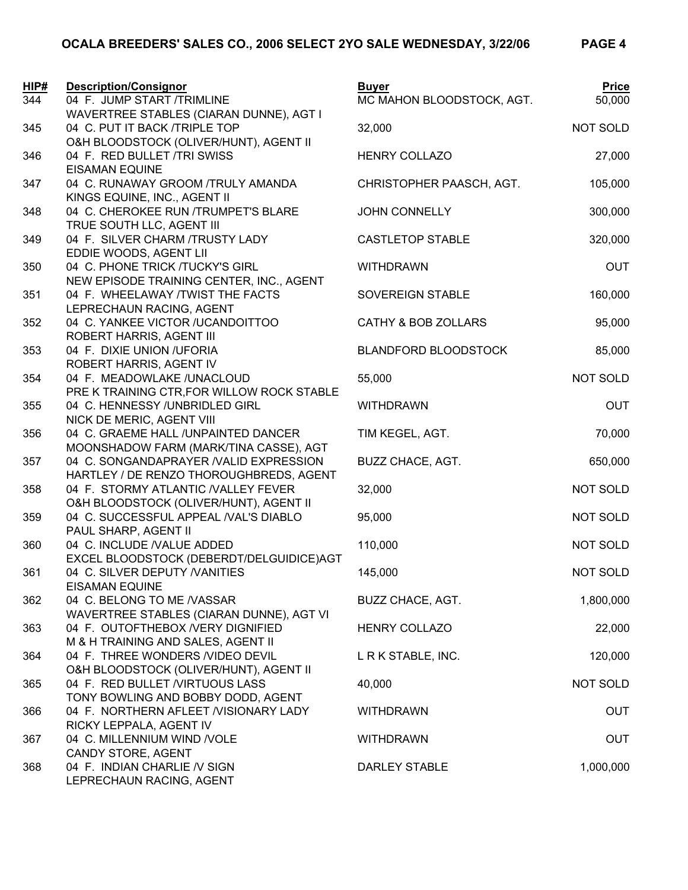# OCALA BREEDERS' SALES CO., 2006 SELECT 2YO SALE WEDNESDAY, 3/22/06

| HIP# | Description/Consignor | Buyer | Price |
|---|---|---|---|
| 344 | 04 F. JUMP START /TRIMLINE<br>WAVERTREE STABLES (CIARAN DUNNE), AGT I | MC MAHON BLOODSTOCK, AGT. | 50,000 |
| 345 | 04 C. PUT IT BACK /TRIPLE TOP<br>O&H BLOODSTOCK (OLIVER/HUNT), AGENT II | 32,000 | NOT SOLD |
| 346 | 04 F. RED BULLET /TRI SWISS<br>EISAMAN EQUINE | HENRY COLLAZO | 27,000 |
| 347 | 04 C. RUNAWAY GROOM /TRULY AMANDA<br>KINGS EQUINE, INC., AGENT II | CHRISTOPHER PAASCH, AGT. | 105,000 |
| 348 | 04 C. CHEROKEE RUN /TRUMPET'S BLARE<br>TRUE SOUTH LLC, AGENT III | JOHN CONNELLY | 300,000 |
| 349 | 04 F. SILVER CHARM /TRUSTY LADY<br>EDDIE WOODS, AGENT LII | CASTLETOP STABLE | 320,000 |
| 350 | 04 C. PHONE TRICK /TUCKY'S GIRL<br>NEW EPISODE TRAINING CENTER, INC., AGENT | WITHDRAWN | OUT |
| 351 | 04 F. WHEELAWAY /TWIST THE FACTS<br>LEPRECHAUN RACING, AGENT | SOVEREIGN STABLE | 160,000 |
| 352 | 04 C. YANKEE VICTOR /UCANDOITTOO<br>ROBERT HARRIS, AGENT III | CATHY & BOB ZOLLARS | 95,000 |
| 353 | 04 F. DIXIE UNION /UFORIA<br>ROBERT HARRIS, AGENT IV | BLANDFORD BLOODSTOCK | 85,000 |
| 354 | 04 F. MEADOWLAKE /UNACLOUD<br>PRE K TRAINING CTR,FOR WILLOW ROCK STABLE | 55,000 | NOT SOLD |
| 355 | 04 C. HENNESSY /UNBRIDLED GIRL<br>NICK DE MERIC, AGENT VIII | WITHDRAWN | OUT |
| 356 | 04 C. GRAEME HALL /UNPAINTED DANCER<br>MOONSHADOW FARM (MARK/TINA CASSE), AGT | TIM KEGEL, AGT. | 70,000 |
| 357 | 04 C. SONGANDAPRAYER /VALID EXPRESSION<br>HARTLEY / DE RENZO THOROUGHBREDS, AGENT | BUZZ CHACE, AGT. | 650,000 |
| 358 | 04 F. STORMY ATLANTIC /VALLEY FEVER<br>O&H BLOODSTOCK (OLIVER/HUNT), AGENT II | 32,000 | NOT SOLD |
| 359 | 04 C. SUCCESSFUL APPEAL /VAL'S DIABLO<br>PAUL SHARP, AGENT II | 95,000 | NOT SOLD |
| 360 | 04 C. INCLUDE /VALUE ADDED<br>EXCEL BLOODSTOCK (DEBERDT/DELGUIDICE)AGT | 110,000 | NOT SOLD |
| 361 | 04 C. SILVER DEPUTY /VANITIES<br>EISAMAN EQUINE | 145,000 | NOT SOLD |
| 362 | 04 C. BELONG TO ME /VASSAR<br>WAVERTREE STABLES (CIARAN DUNNE), AGT VI | BUZZ CHACE, AGT. | 1,800,000 |
| 363 | 04 F. OUTOFTHEBOX /VERY DIGNIFIED<br>M & H TRAINING AND SALES, AGENT II | HENRY COLLAZO | 22,000 |
| 364 | 04 F. THREE WONDERS /VIDEO DEVIL<br>O&H BLOODSTOCK (OLIVER/HUNT), AGENT II | L R K STABLE, INC. | 120,000 |
| 365 | 04 F. RED BULLET /VIRTUOUS LASS<br>TONY BOWLING AND BOBBY DODD, AGENT | 40,000 | NOT SOLD |
| 366 | 04 F. NORTHERN AFLEET /VISIONARY LADY<br>RICKY LEPPALA, AGENT IV | WITHDRAWN | OUT |
| 367 | 04 C. MILLENNIUM WIND /VOLE<br>CANDY STORE, AGENT | WITHDRAWN | OUT |
| 368 | 04 F. INDIAN CHARLIE /V SIGN<br>LEPRECHAUN RACING, AGENT | DARLEY STABLE | 1,000,000 |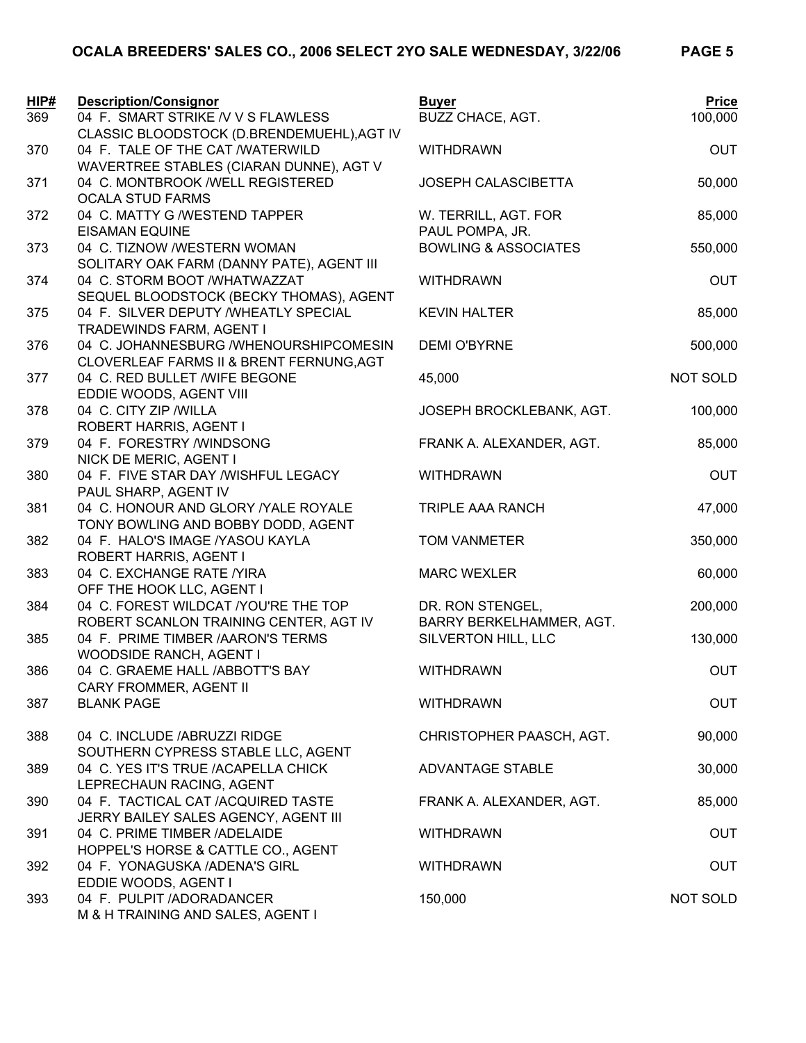| HIP# | Description/Consignor | Buyer | Price |
|---|---|---|---|
| 369 | 04 F. SMART STRIKE /V V S FLAWLESS<br>CLASSIC BLOODSTOCK (D.BRENDEMUEHL),AGT IV | BUZZ CHACE, AGT. | 100,000 |
| 370 | 04 F. TALE OF THE CAT /WATERWILD<br>WAVERTREE STABLES (CIARAN DUNNE), AGT V | WITHDRAWN | OUT |
| 371 | 04 C. MONTBROOK /WELL REGISTERED<br>OCALA STUD FARMS | JOSEPH CALASCIBETTA | 50,000 |
| 372 | 04 C. MATTY G /WESTEND TAPPER<br>EISAMAN EQUINE | W. TERRILL, AGT. FOR<br>PAUL POMPA, JR. | 85,000 |
| 373 | 04 C. TIZNOW /WESTERN WOMAN<br>SOLITARY OAK FARM (DANNY PATE), AGENT III | BOWLING & ASSOCIATES | 550,000 |
| 374 | 04 C. STORM BOOT /WHATWAZZAT<br>SEQUEL BLOODSTOCK (BECKY THOMAS), AGENT | WITHDRAWN | OUT |
| 375 | 04 F. SILVER DEPUTY /WHEATLY SPECIAL<br>TRADEWINDS FARM, AGENT I | KEVIN HALTER | 85,000 |
| 376 | 04 C. JOHANNESBURG /WHENOURSHIPCOMESIN<br>CLOVERLEAF FARMS II & BRENT FERNUNG,AGT | DEMI O'BYRNE | 500,000 |
| 377 | 04 C. RED BULLET /WIFE BEGONE<br>EDDIE WOODS, AGENT VIII | 45,000 | NOT SOLD |
| 378 | 04 C. CITY ZIP /WILLA<br>ROBERT HARRIS, AGENT I | JOSEPH BROCKLEBANK, AGT. | 100,000 |
| 379 | 04 F. FORESTRY /WINDSONG<br>NICK DE MERIC, AGENT I | FRANK A. ALEXANDER, AGT. | 85,000 |
| 380 | 04 F. FIVE STAR DAY /WISHFUL LEGACY<br>PAUL SHARP, AGENT IV | WITHDRAWN | OUT |
| 381 | 04 C. HONOUR AND GLORY /YALE ROYALE<br>TONY BOWLING AND BOBBY DODD, AGENT | TRIPLE AAA RANCH | 47,000 |
| 382 | 04 F. HALO'S IMAGE /YASOU KAYLA<br>ROBERT HARRIS, AGENT I | TOM VANMETER | 350,000 |
| 383 | 04 C. EXCHANGE RATE /YIRA<br>OFF THE HOOK LLC, AGENT I | MARC WEXLER | 60,000 |
| 384 | 04 C. FOREST WILDCAT /YOU'RE THE TOP<br>ROBERT SCANLON TRAINING CENTER, AGT IV | DR. RON STENGEL,<br>BARRY BERKELHAMMER, AGT. | 200,000 |
| 385 | 04 F. PRIME TIMBER /AARON'S TERMS<br>WOODSIDE RANCH, AGENT I | SILVERTON HILL, LLC | 130,000 |
| 386 | 04 C. GRAEME HALL /ABBOTT'S BAY<br>CARY FROMMER, AGENT II | WITHDRAWN | OUT |
| 387 | BLANK PAGE | WITHDRAWN | OUT |
| 388 | 04 C. INCLUDE /ABRUZZI RIDGE<br>SOUTHERN CYPRESS STABLE LLC, AGENT | CHRISTOPHER PAASCH, AGT. | 90,000 |
| 389 | 04 C. YES IT'S TRUE /ACAPELLA CHICK<br>LEPRECHAUN RACING, AGENT | ADVANTAGE STABLE | 30,000 |
| 390 | 04 F. TACTICAL CAT /ACQUIRED TASTE<br>JERRY BAILEY SALES AGENCY, AGENT III | FRANK A. ALEXANDER, AGT. | 85,000 |
| 391 | 04 C. PRIME TIMBER /ADELAIDE<br>HOPPEL'S HORSE & CATTLE CO., AGENT | WITHDRAWN | OUT |
| 392 | 04 F. YONAGUSKA /ADENA'S GIRL<br>EDDIE WOODS, AGENT I | WITHDRAWN | OUT |
| 393 | 04 F. PULPIT /ADORADANCER<br>M & H TRAINING AND SALES, AGENT I | 150,000 | NOT SOLD |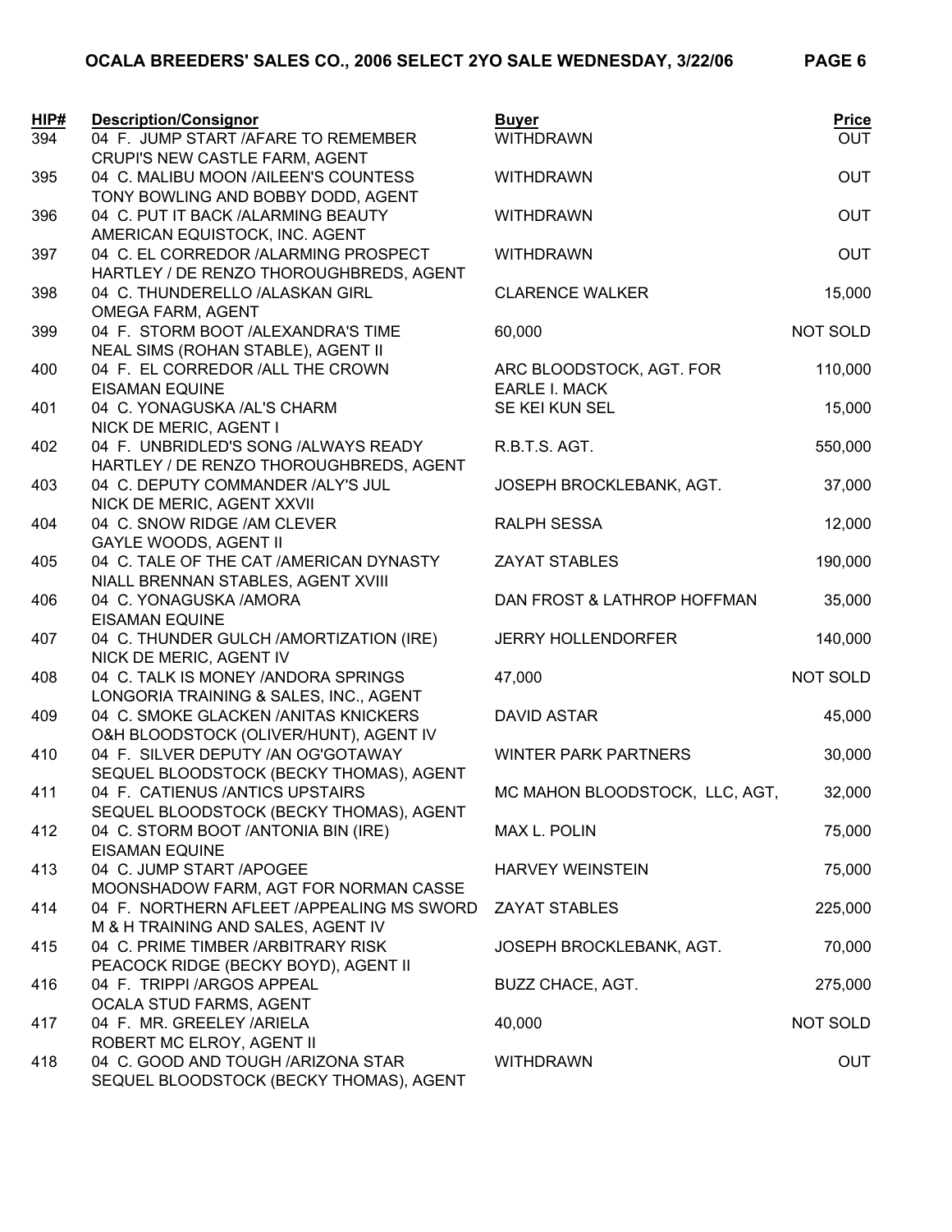# OCALA BREEDERS' SALES CO., 2006 SELECT 2YO SALE WEDNESDAY, 3/22/06

| HIP# | Description/Consignor | Buyer | Price |
|---|---|---|---|
| 394 | 04 F. JUMP START /AFARE TO REMEMBER<br>CRUPI'S NEW CASTLE FARM, AGENT | WITHDRAWN | OUT |
| 395 | 04 C. MALIBU MOON /AILEEN'S COUNTESS<br>TONY BOWLING AND BOBBY DODD, AGENT | WITHDRAWN | OUT |
| 396 | 04 C. PUT IT BACK /ALARMING BEAUTY<br>AMERICAN EQUISTOCK, INC. AGENT | WITHDRAWN | OUT |
| 397 | 04 C. EL CORREDOR /ALARMING PROSPECT<br>HARTLEY / DE RENZO THOROUGHBREDS, AGENT | WITHDRAWN | OUT |
| 398 | 04 C. THUNDERELLO /ALASKAN GIRL<br>OMEGA FARM, AGENT | CLARENCE WALKER | 15,000 |
| 399 | 04 F. STORM BOOT /ALEXANDRA'S TIME<br>NEAL SIMS (ROHAN STABLE), AGENT II | 60,000 | NOT SOLD |
| 400 | 04 F. EL CORREDOR /ALL THE CROWN<br>EISAMAN EQUINE | ARC BLOODSTOCK, AGT. FOR<br>EARLE I. MACK | 110,000 |
| 401 | 04 C. YONAGUSKA /AL'S CHARM<br>NICK DE MERIC, AGENT I | SE KEI KUN SEL | 15,000 |
| 402 | 04 F. UNBRIDLED'S SONG /ALWAYS READY<br>HARTLEY / DE RENZO THOROUGHBREDS, AGENT | R.B.T.S. AGT. | 550,000 |
| 403 | 04 C. DEPUTY COMMANDER /ALY'S JUL<br>NICK DE MERIC, AGENT XXVII | JOSEPH BROCKLEBANK, AGT. | 37,000 |
| 404 | 04 C. SNOW RIDGE /AM CLEVER<br>GAYLE WOODS, AGENT II | RALPH SESSA | 12,000 |
| 405 | 04 C. TALE OF THE CAT /AMERICAN DYNASTY<br>NIALL BRENNAN STABLES, AGENT XVIII | ZAYAT STABLES | 190,000 |
| 406 | 04 C. YONAGUSKA /AMORA<br>EISAMAN EQUINE | DAN FROST & LATHROP HOFFMAN | 35,000 |
| 407 | 04 C. THUNDER GULCH /AMORTIZATION (IRE)<br>NICK DE MERIC, AGENT IV | JERRY HOLLENDORFER | 140,000 |
| 408 | 04 C. TALK IS MONEY /ANDORA SPRINGS<br>LONGORIA TRAINING & SALES, INC., AGENT | 47,000 | NOT SOLD |
| 409 | 04 C. SMOKE GLACKEN /ANITAS KNICKERS<br>O&H BLOODSTOCK (OLIVER/HUNT), AGENT IV | DAVID ASTAR | 45,000 |
| 410 | 04 F. SILVER DEPUTY /AN OG'GOTAWAY<br>SEQUEL BLOODSTOCK (BECKY THOMAS), AGENT | WINTER PARK PARTNERS | 30,000 |
| 411 | 04 F. CATIENUS /ANTICS UPSTAIRS<br>SEQUEL BLOODSTOCK (BECKY THOMAS), AGENT | MC MAHON BLOODSTOCK, LLC, AGT, | 32,000 |
| 412 | 04 C. STORM BOOT /ANTONIA BIN (IRE)<br>EISAMAN EQUINE | MAX L. POLIN | 75,000 |
| 413 | 04 C. JUMP START /APOGEE<br>MOONSHADOW FARM, AGT FOR NORMAN CASSE | HARVEY WEINSTEIN | 75,000 |
| 414 | 04 F. NORTHERN AFLEET /APPEALING MS SWORD<br>M & H TRAINING AND SALES, AGENT IV | ZAYAT STABLES | 225,000 |
| 415 | 04 C. PRIME TIMBER /ARBITRARY RISK<br>PEACOCK RIDGE (BECKY BOYD), AGENT II | JOSEPH BROCKLEBANK, AGT. | 70,000 |
| 416 | 04 F. TRIPPI /ARGOS APPEAL<br>OCALA STUD FARMS, AGENT | BUZZ CHACE, AGT. | 275,000 |
| 417 | 04 F. MR. GREELEY /ARIELA<br>ROBERT MC ELROY, AGENT II | 40,000 | NOT SOLD |
| 418 | 04 C. GOOD AND TOUGH /ARIZONA STAR<br>SEQUEL BLOODSTOCK (BECKY THOMAS), AGENT | WITHDRAWN | OUT |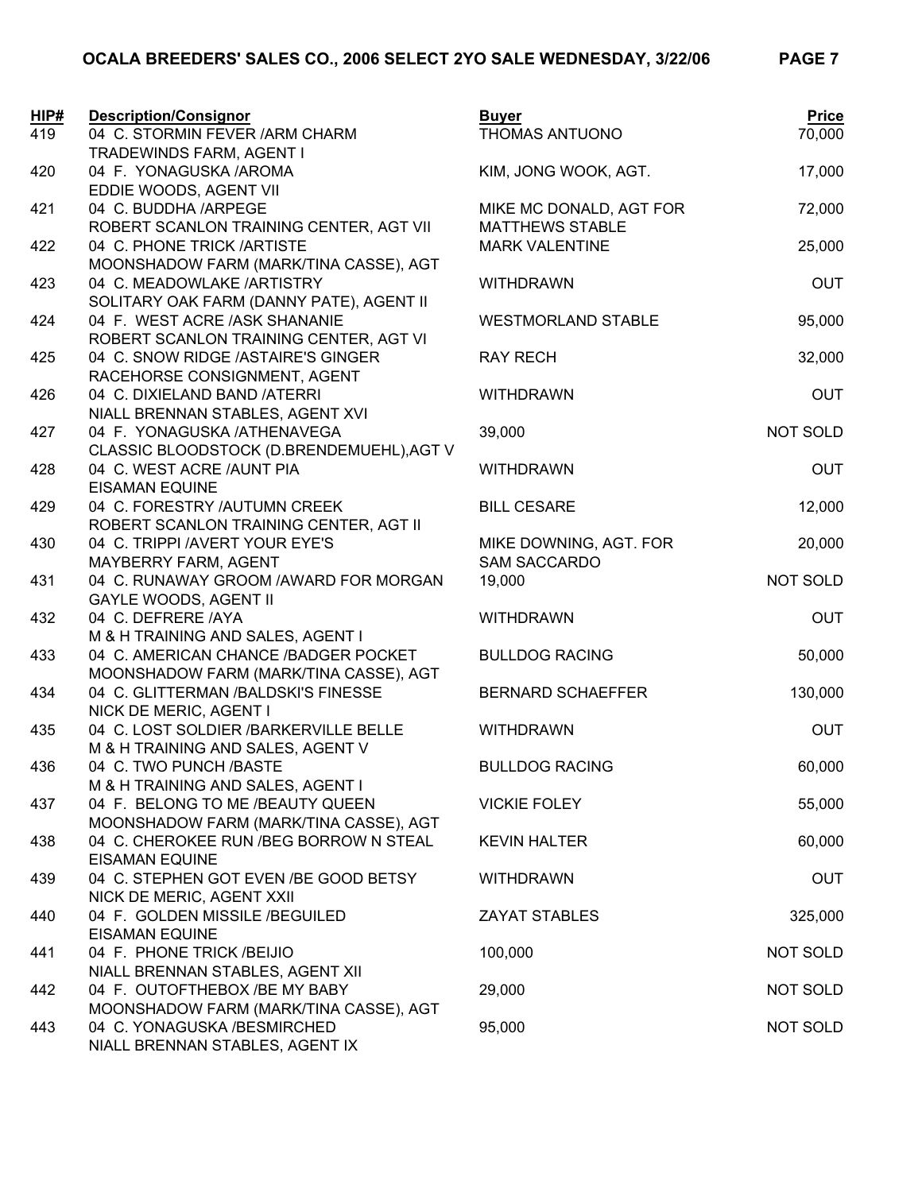# OCALA BREEDERS' SALES CO., 2006 SELECT 2YO SALE WEDNESDAY, 3/22/06

| HIP# | Description/Consignor | Buyer | Price |
|---|---|---|---|
| 419 | 04 C. STORMIN FEVER /ARM CHARM<br>TRADEWINDS FARM, AGENT I | THOMAS ANTUONO | 70,000 |
| 420 | 04 F. YONAGUSKA /AROMA<br>EDDIE WOODS, AGENT VII | KIM, JONG WOOK, AGT. | 17,000 |
| 421 | 04 C. BUDDHA /ARPEGE<br>ROBERT SCANLON TRAINING CENTER, AGT VII | MIKE MC DONALD, AGT FOR<br>MATTHEWS STABLE | 72,000 |
| 422 | 04 C. PHONE TRICK /ARTISTE<br>MOONSHADOW FARM (MARK/TINA CASSE), AGT | MARK VALENTINE | 25,000 |
| 423 | 04 C. MEADOWLAKE /ARTISTRY<br>SOLITARY OAK FARM (DANNY PATE), AGENT II | WITHDRAWN | OUT |
| 424 | 04 F. WEST ACRE /ASK SHANANIE<br>ROBERT SCANLON TRAINING CENTER, AGT VI | WESTMORLAND STABLE | 95,000 |
| 425 | 04 C. SNOW RIDGE /ASTAIRE'S GINGER<br>RACEHORSE CONSIGNMENT, AGENT | RAY RECH | 32,000 |
| 426 | 04 C. DIXIELAND BAND /ATERRI<br>NIALL BRENNAN STABLES, AGENT XVI | WITHDRAWN | OUT |
| 427 | 04 F. YONAGUSKA /ATHENAVEGA<br>CLASSIC BLOODSTOCK (D.BRENDEMUEHL),AGT V | 39,000 | NOT SOLD |
| 428 | 04 C. WEST ACRE /AUNT PIA<br>EISAMAN EQUINE | WITHDRAWN | OUT |
| 429 | 04 C. FORESTRY /AUTUMN CREEK<br>ROBERT SCANLON TRAINING CENTER, AGT II | BILL CESARE | 12,000 |
| 430 | 04 C. TRIPPI /AVERT YOUR EYE'S<br>MAYBERRY FARM, AGENT | MIKE DOWNING, AGT. FOR<br>SAM SACCARDO | 20,000 |
| 431 | 04 C. RUNAWAY GROOM /AWARD FOR MORGAN<br>GAYLE WOODS, AGENT II | 19,000 | NOT SOLD |
| 432 | 04 C. DEFRERE /AYA<br>M & H TRAINING AND SALES, AGENT I | WITHDRAWN | OUT |
| 433 | 04 C. AMERICAN CHANCE /BADGER POCKET<br>MOONSHADOW FARM (MARK/TINA CASSE), AGT | BULLDOG RACING | 50,000 |
| 434 | 04 C. GLITTERMAN /BALDSKI'S FINESSE<br>NICK DE MERIC, AGENT I | BERNARD SCHAEFFER | 130,000 |
| 435 | 04 C. LOST SOLDIER /BARKERVILLE BELLE<br>M & H TRAINING AND SALES, AGENT V | WITHDRAWN | OUT |
| 436 | 04 C. TWO PUNCH /BASTE<br>M & H TRAINING AND SALES, AGENT I | BULLDOG RACING | 60,000 |
| 437 | 04 F. BELONG TO ME /BEAUTY QUEEN<br>MOONSHADOW FARM (MARK/TINA CASSE), AGT | VICKIE FOLEY | 55,000 |
| 438 | 04 C. CHEROKEE RUN /BEG BORROW N STEAL<br>EISAMAN EQUINE | KEVIN HALTER | 60,000 |
| 439 | 04 C. STEPHEN GOT EVEN /BE GOOD BETSY<br>NICK DE MERIC, AGENT XXII | WITHDRAWN | OUT |
| 440 | 04 F. GOLDEN MISSILE /BEGUILED<br>EISAMAN EQUINE | ZAYAT STABLES | 325,000 |
| 441 | 04 F. PHONE TRICK /BEIJIO<br>NIALL BRENNAN STABLES, AGENT XII | 100,000 | NOT SOLD |
| 442 | 04 F. OUTOFTHEBOX /BE MY BABY<br>MOONSHADOW FARM (MARK/TINA CASSE), AGT | 29,000 | NOT SOLD |
| 443 | 04 C. YONAGUSKA /BESMIRCHED<br>NIALL BRENNAN STABLES, AGENT IX | 95,000 | NOT SOLD |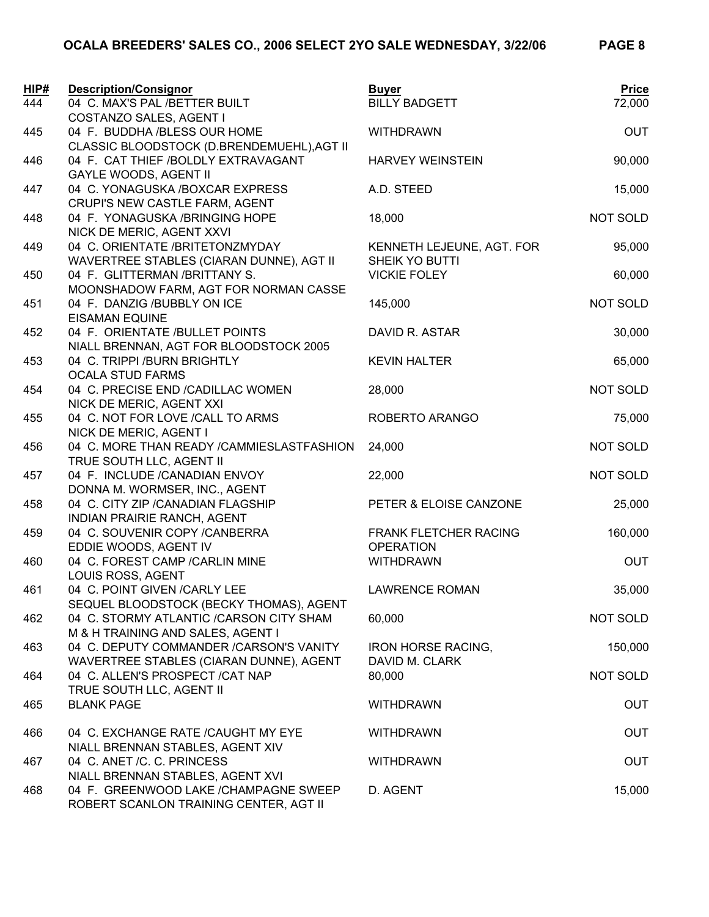| HIP# | Description/Consignor | Buyer | Price |
|---|---|---|---|
| 444 | 04 C. MAX'S PAL /BETTER BUILT<br>COSTANZO SALES, AGENT I | BILLY BADGETT | 72,000 |
| 445 | 04 F. BUDDHA /BLESS OUR HOME<br>CLASSIC BLOODSTOCK (D.BRENDEMUEHL),AGT II | WITHDRAWN | OUT |
| 446 | 04 F. CAT THIEF /BOLDLY EXTRAVAGANT<br>GAYLE WOODS, AGENT II | HARVEY WEINSTEIN | 90,000 |
| 447 | 04 C. YONAGUSKA /BOXCAR EXPRESS<br>CRUPI'S NEW CASTLE FARM, AGENT | A.D. STEED | 15,000 |
| 448 | 04 F. YONAGUSKA /BRINGING HOPE<br>NICK DE MERIC, AGENT XXVI | 18,000 | NOT SOLD |
| 449 | 04 C. ORIENTATE /BRITETONZMYDAY<br>WAVERTREE STABLES (CIARAN DUNNE), AGT II | KENNETH LEJEUNE, AGT. FOR<br>SHEIK YO BUTTI | 95,000 |
| 450 | 04 F. GLITTERMAN /BRITTANY S.<br>MOONSHADOW FARM, AGT FOR NORMAN CASSE | VICKIE FOLEY | 60,000 |
| 451 | 04 F. DANZIG /BUBBLY ON ICE<br>EISAMAN EQUINE | 145,000 | NOT SOLD |
| 452 | 04 F. ORIENTATE /BULLET POINTS<br>NIALL BRENNAN, AGT FOR BLOODSTOCK 2005 | DAVID R. ASTAR | 30,000 |
| 453 | 04 C. TRIPPI /BURN BRIGHTLY<br>OCALA STUD FARMS | KEVIN HALTER | 65,000 |
| 454 | 04 C. PRECISE END /CADILLAC WOMEN<br>NICK DE MERIC, AGENT XXI | 28,000 | NOT SOLD |
| 455 | 04 C. NOT FOR LOVE /CALL TO ARMS<br>NICK DE MERIC, AGENT I | ROBERTO ARANGO | 75,000 |
| 456 | 04 C. MORE THAN READY /CAMMIESLASTFASHION<br>TRUE SOUTH LLC, AGENT II | 24,000 | NOT SOLD |
| 457 | 04 F. INCLUDE /CANADIAN ENVOY<br>DONNA M. WORMSER, INC., AGENT | 22,000 | NOT SOLD |
| 458 | 04 C. CITY ZIP /CANADIAN FLAGSHIP<br>INDIAN PRAIRIE RANCH, AGENT | PETER & ELOISE CANZONE | 25,000 |
| 459 | 04 C. SOUVENIR COPY /CANBERRA<br>EDDIE WOODS, AGENT IV | FRANK FLETCHER RACING<br>OPERATION | 160,000 |
| 460 | 04 C. FOREST CAMP /CARLIN MINE<br>LOUIS ROSS, AGENT | WITHDRAWN | OUT |
| 461 | 04 C. POINT GIVEN /CARLY LEE<br>SEQUEL BLOODSTOCK (BECKY THOMAS), AGENT | LAWRENCE ROMAN | 35,000 |
| 462 | 04 C. STORMY ATLANTIC /CARSON CITY SHAM<br>M & H TRAINING AND SALES, AGENT I | 60,000 | NOT SOLD |
| 463 | 04 C. DEPUTY COMMANDER /CARSON'S VANITY<br>WAVERTREE STABLES (CIARAN DUNNE), AGENT | IRON HORSE RACING,<br>DAVID M. CLARK | 150,000 |
| 464 | 04 C. ALLEN'S PROSPECT /CAT NAP<br>TRUE SOUTH LLC, AGENT II | 80,000 | NOT SOLD |
| 465 | BLANK PAGE | WITHDRAWN | OUT |
| 466 | 04 C. EXCHANGE RATE /CAUGHT MY EYE<br>NIALL BRENNAN STABLES, AGENT XIV | WITHDRAWN | OUT |
| 467 | 04 C. ANET /C. C. PRINCESS<br>NIALL BRENNAN STABLES, AGENT XVI | WITHDRAWN | OUT |
| 468 | 04 F. GREENWOOD LAKE /CHAMPAGNE SWEEP<br>ROBERT SCANLON TRAINING CENTER, AGT II | D. AGENT | 15,000 |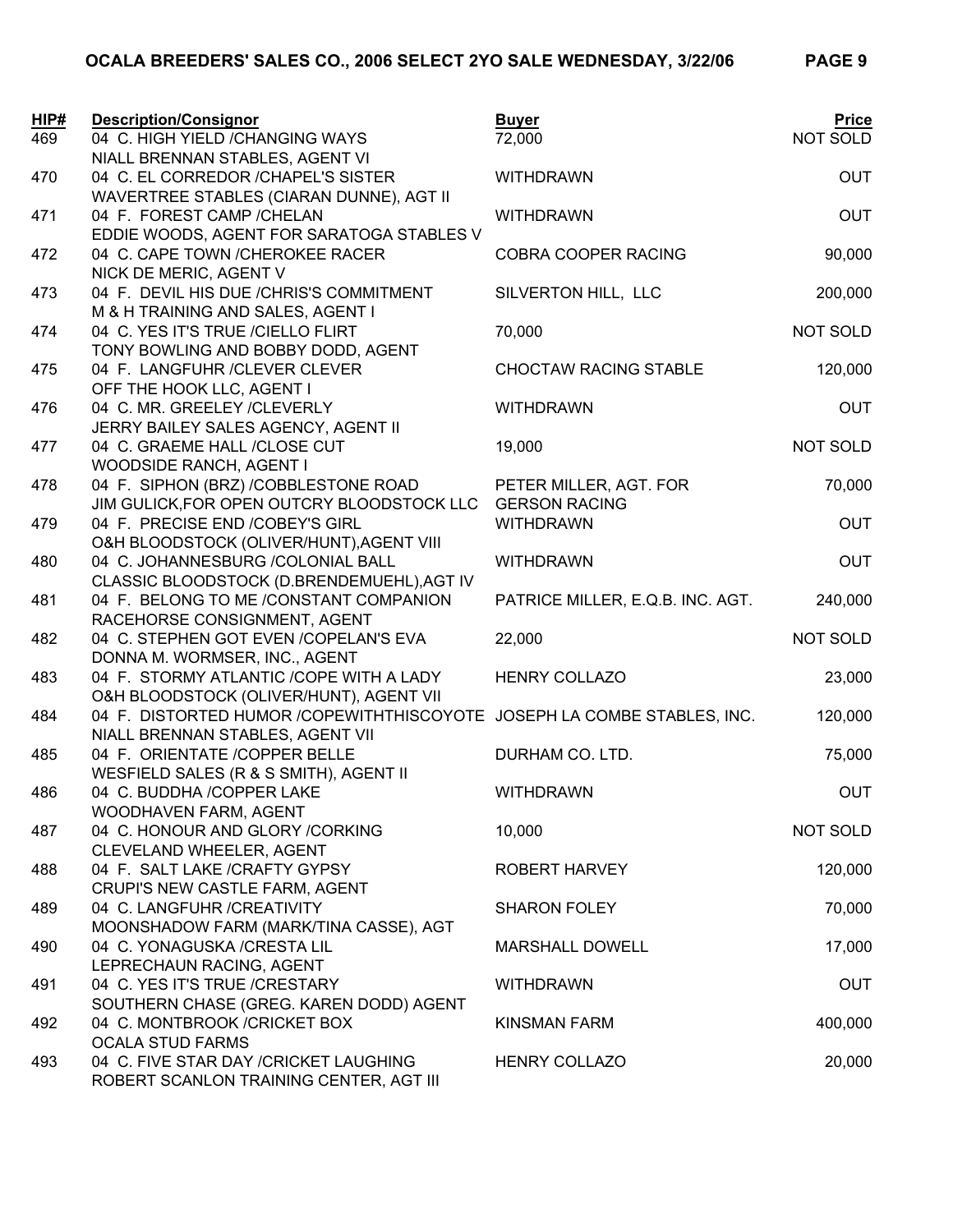| HIP# | Description/Consignor | Buyer | Price |
|---|---|---|---|
| 469 | 04 C. HIGH YIELD /CHANGING WAYS<br>NIALL BRENNAN STABLES, AGENT VI | 72,000 | NOT SOLD |
| 470 | 04 C. EL CORREDOR /CHAPEL'S SISTER<br>WAVERTREE STABLES (CIARAN DUNNE), AGT II | WITHDRAWN | OUT |
| 471 | 04 F. FOREST CAMP /CHELAN<br>EDDIE WOODS, AGENT FOR SARATOGA STABLES V | WITHDRAWN | OUT |
| 472 | 04 C. CAPE TOWN /CHEROKEE RACER<br>NICK DE MERIC, AGENT V | COBRA COOPER RACING | 90,000 |
| 473 | 04 F. DEVIL HIS DUE /CHRIS'S COMMITMENT<br>M & H TRAINING AND SALES, AGENT I | SILVERTON HILL, LLC | 200,000 |
| 474 | 04 C. YES IT'S TRUE /CIELLO FLIRT<br>TONY BOWLING AND BOBBY DODD, AGENT | 70,000 | NOT SOLD |
| 475 | 04 F. LANGFUHR /CLEVER CLEVER<br>OFF THE HOOK LLC, AGENT I | CHOCTAW RACING STABLE | 120,000 |
| 476 | 04 C. MR. GREELEY /CLEVERLY<br>JERRY BAILEY SALES AGENCY, AGENT II | WITHDRAWN | OUT |
| 477 | 04 C. GRAEME HALL /CLOSE CUT<br>WOODSIDE RANCH, AGENT I | 19,000 | NOT SOLD |
| 478 | 04 F. SIPHON (BRZ) /COBBLESTONE ROAD<br>JIM GULICK,FOR OPEN OUTCRY BLOODSTOCK LLC | PETER MILLER, AGT. FOR<br>GERSON RACING | 70,000 |
| 479 | 04 F. PRECISE END /COBEY'S GIRL<br>O&H BLOODSTOCK (OLIVER/HUNT),AGENT VIII | WITHDRAWN | OUT |
| 480 | 04 C. JOHANNESBURG /COLONIAL BALL<br>CLASSIC BLOODSTOCK (D.BRENDEMUEHL),AGT IV | WITHDRAWN | OUT |
| 481 | 04 F. BELONG TO ME /CONSTANT COMPANION<br>RACEHORSE CONSIGNMENT, AGENT | PATRICE MILLER, E.Q.B. INC. AGT. | 240,000 |
| 482 | 04 C. STEPHEN GOT EVEN /COPELAN'S EVA<br>DONNA M. WORMSER, INC., AGENT | 22,000 | NOT SOLD |
| 483 | 04 F. STORMY ATLANTIC /COPE WITH A LADY<br>O&H BLOODSTOCK (OLIVER/HUNT), AGENT VII | HENRY COLLAZO | 23,000 |
| 484 | 04 F. DISTORTED HUMOR /COPEWITHTHISCOYOTE<br>NIALL BRENNAN STABLES, AGENT VII | JOSEPH LA COMBE STABLES, INC. | 120,000 |
| 485 | 04 F. ORIENTATE /COPPER BELLE<br>WESFIELD SALES (R & S SMITH), AGENT II | DURHAM CO. LTD. | 75,000 |
| 486 | 04 C. BUDDHA /COPPER LAKE<br>WOODHAVEN FARM, AGENT | WITHDRAWN | OUT |
| 487 | 04 C. HONOUR AND GLORY /CORKING<br>CLEVELAND WHEELER, AGENT | 10,000 | NOT SOLD |
| 488 | 04 F. SALT LAKE /CRAFTY GYPSY<br>CRUPI'S NEW CASTLE FARM, AGENT | ROBERT HARVEY | 120,000 |
| 489 | 04 C. LANGFUHR /CREATIVITY<br>MOONSHADOW FARM (MARK/TINA CASSE), AGT | SHARON FOLEY | 70,000 |
| 490 | 04 C. YONAGUSKA /CRESTA LIL<br>LEPRECHAUN RACING, AGENT | MARSHALL DOWELL | 17,000 |
| 491 | 04 C. YES IT'S TRUE /CRESTARY<br>SOUTHERN CHASE (GREG. KAREN DODD) AGENT | WITHDRAWN | OUT |
| 492 | 04 C. MONTBROOK /CRICKET BOX<br>OCALA STUD FARMS | KINSMAN FARM | 400,000 |
| 493 | 04 C. FIVE STAR DAY /CRICKET LAUGHING<br>ROBERT SCANLON TRAINING CENTER, AGT III | HENRY COLLAZO | 20,000 |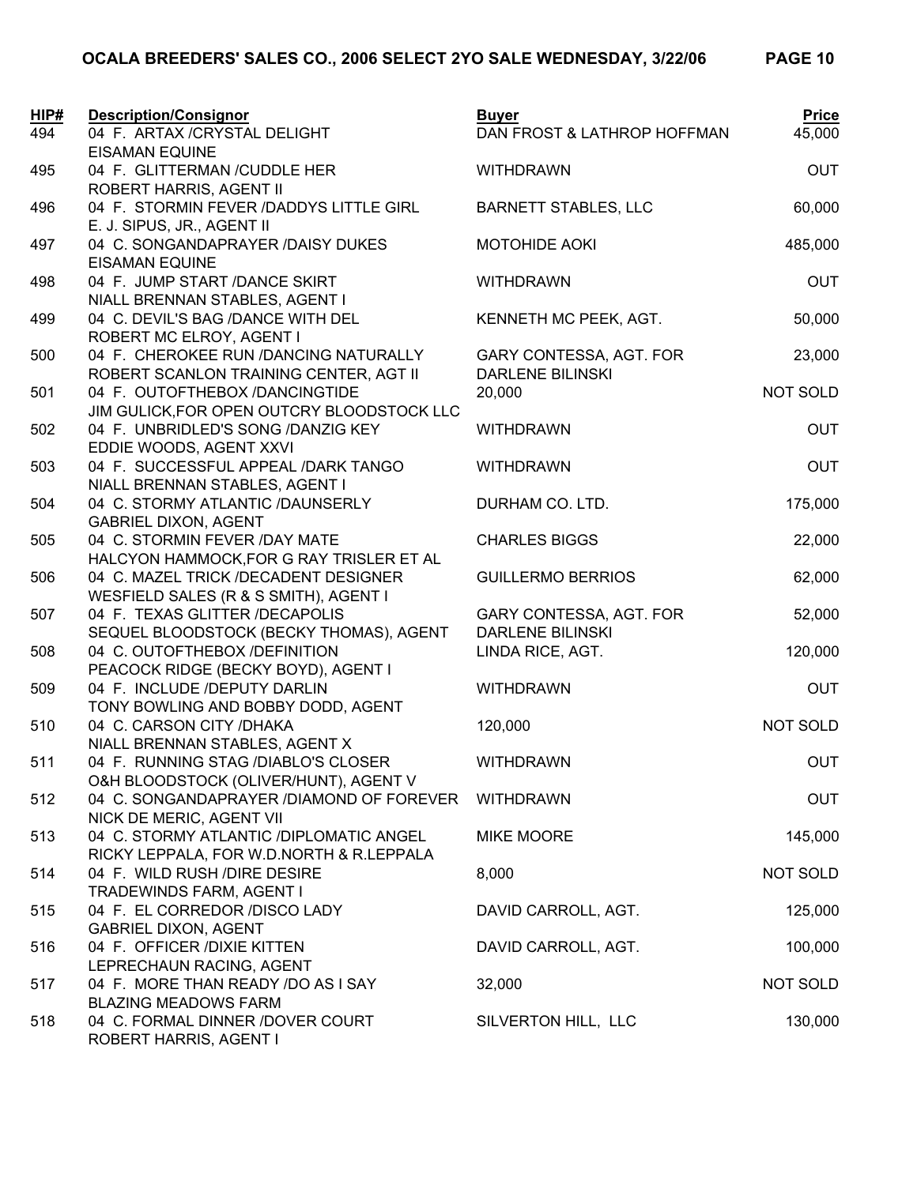| HIP# | Description/Consignor | Buyer | Price |
|---|---|---|---|
| 494 | 04 F. ARTAX /CRYSTAL DELIGHT<br>EISAMAN EQUINE | DAN FROST & LATHROP HOFFMAN | 45,000 |
| 495 | 04 F. GLITTERMAN /CUDDLE HER<br>ROBERT HARRIS, AGENT II | WITHDRAWN | OUT |
| 496 | 04 F. STORMIN FEVER /DADDYS LITTLE GIRL<br>E. J. SIPUS, JR., AGENT II | BARNETT STABLES, LLC | 60,000 |
| 497 | 04 C. SONGANDAPRAYER /DAISY DUKES<br>EISAMAN EQUINE | MOTOHIDE AOKI | 485,000 |
| 498 | 04 F. JUMP START /DANCE SKIRT<br>NIALL BRENNAN STABLES, AGENT I | WITHDRAWN | OUT |
| 499 | 04 C. DEVIL'S BAG /DANCE WITH DEL<br>ROBERT MC ELROY, AGENT I | KENNETH MC PEEK, AGT. | 50,000 |
| 500 | 04 F. CHEROKEE RUN /DANCING NATURALLY<br>ROBERT SCANLON TRAINING CENTER, AGT II | GARY CONTESSA, AGT. FOR<br>DARLENE BILINSKI | 23,000 |
| 501 | 04 F. OUTOFTHEBOX /DANCINGTIDE<br>JIM GULICK,FOR OPEN OUTCRY BLOODSTOCK LLC | 20,000 | NOT SOLD |
| 502 | 04 F. UNBRIDLED'S SONG /DANZIG KEY<br>EDDIE WOODS, AGENT XXVI | WITHDRAWN | OUT |
| 503 | 04 F. SUCCESSFUL APPEAL /DARK TANGO<br>NIALL BRENNAN STABLES, AGENT I | WITHDRAWN | OUT |
| 504 | 04 C. STORMY ATLANTIC /DAUNSERLY<br>GABRIEL DIXON, AGENT | DURHAM CO. LTD. | 175,000 |
| 505 | 04 C. STORMIN FEVER /DAY MATE<br>HALCYON HAMMOCK,FOR G RAY TRISLER ET AL | CHARLES BIGGS | 22,000 |
| 506 | 04 C. MAZEL TRICK /DECADENT DESIGNER<br>WESFIELD SALES (R & S SMITH), AGENT I | GUILLERMO BERRIOS | 62,000 |
| 507 | 04 F. TEXAS GLITTER /DECAPOLIS<br>SEQUEL BLOODSTOCK (BECKY THOMAS), AGENT | GARY CONTESSA, AGT. FOR<br>DARLENE BILINSKI | 52,000 |
| 508 | 04 C. OUTOFTHEBOX /DEFINITION<br>PEACOCK RIDGE (BECKY BOYD), AGENT I | LINDA RICE, AGT. | 120,000 |
| 509 | 04 F. INCLUDE /DEPUTY DARLIN<br>TONY BOWLING AND BOBBY DODD, AGENT | WITHDRAWN | OUT |
| 510 | 04 C. CARSON CITY /DHAKA<br>NIALL BRENNAN STABLES, AGENT X | 120,000 | NOT SOLD |
| 511 | 04 F. RUNNING STAG /DIABLO'S CLOSER<br>O&H BLOODSTOCK (OLIVER/HUNT), AGENT V | WITHDRAWN | OUT |
| 512 | 04 C. SONGANDAPRAYER /DIAMOND OF FOREVER<br>NICK DE MERIC, AGENT VII | WITHDRAWN | OUT |
| 513 | 04 C. STORMY ATLANTIC /DIPLOMATIC ANGEL<br>RICKY LEPPALA, FOR W.D.NORTH & R.LEPPALA | MIKE MOORE | 145,000 |
| 514 | 04 F. WILD RUSH /DIRE DESIRE<br>TRADEWINDS FARM, AGENT I | 8,000 | NOT SOLD |
| 515 | 04 F. EL CORREDOR /DISCO LADY<br>GABRIEL DIXON, AGENT | DAVID CARROLL, AGT. | 125,000 |
| 516 | 04 F. OFFICER /DIXIE KITTEN<br>LEPRECHAUN RACING, AGENT | DAVID CARROLL, AGT. | 100,000 |
| 517 | 04 F. MORE THAN READY /DO AS I SAY<br>BLAZING MEADOWS FARM | 32,000 | NOT SOLD |
| 518 | 04 C. FORMAL DINNER /DOVER COURT<br>ROBERT HARRIS, AGENT I | SILVERTON HILL, LLC | 130,000 |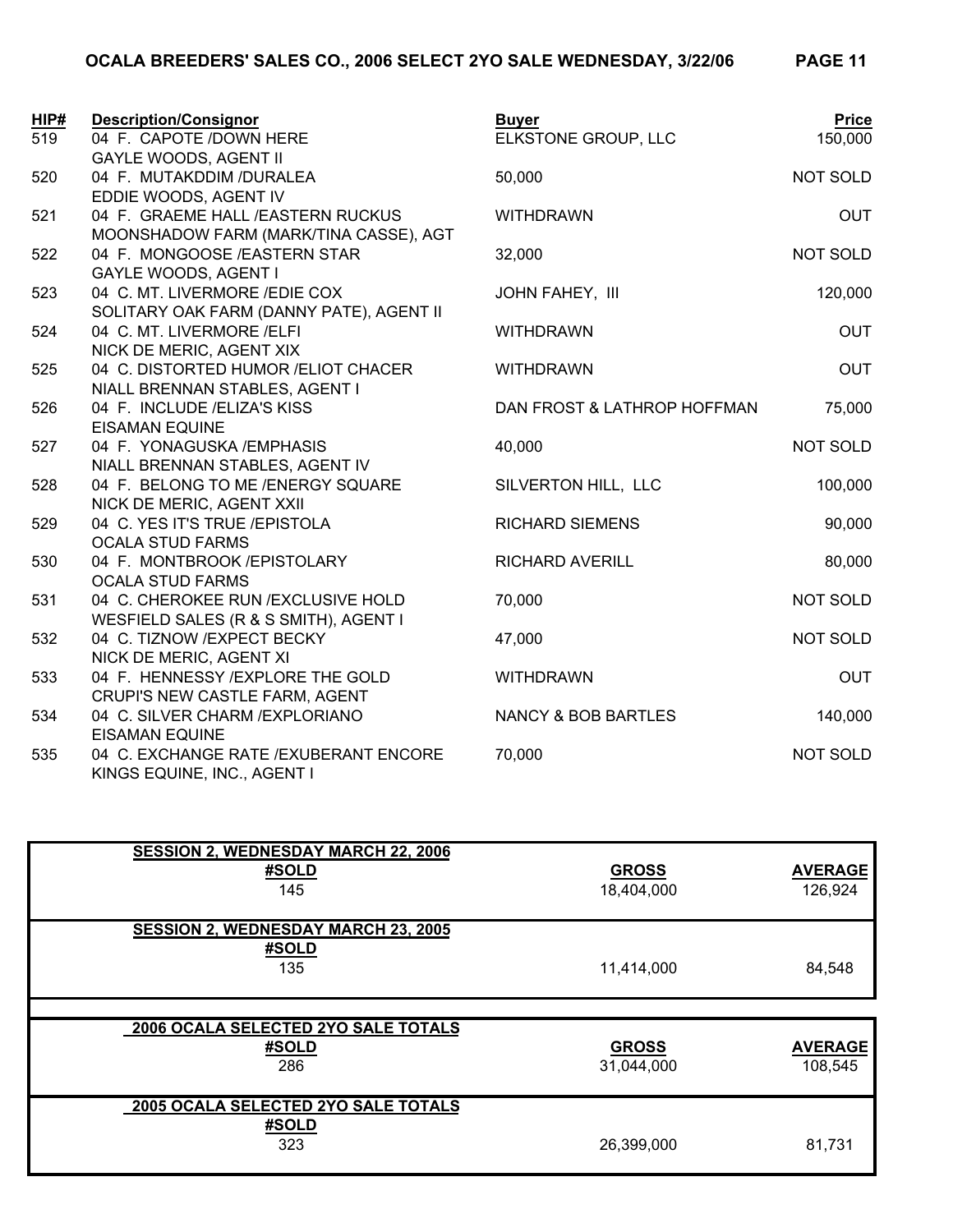**OCALA BREEDERS' SALES CO., 2006 SELECT 2YO SALE WEDNESDAY, 3/22/06**

| HIP# | Description/Consignor | Buyer | Price |
|---|---|---|---|
| 519 | 04 F. CAPOTE /DOWN HERE<br>GAYLE WOODS, AGENT II | ELKSTONE GROUP, LLC | 150,000 |
| 520 | 04 F. MUTAKDDIM /DURALEA<br>EDDIE WOODS, AGENT IV | 50,000 | NOT SOLD |
| 521 | 04 F. GRAEME HALL /EASTERN RUCKUS<br>MOONSHADOW FARM (MARK/TINA CASSE), AGT | WITHDRAWN | OUT |
| 522 | 04 F. MONGOOSE /EASTERN STAR<br>GAYLE WOODS, AGENT I | 32,000 | NOT SOLD |
| 523 | 04 C. MT. LIVERMORE /EDIE COX<br>SOLITARY OAK FARM (DANNY PATE), AGENT II | JOHN FAHEY, III | 120,000 |
| 524 | 04 C. MT. LIVERMORE /ELFI<br>NICK DE MERIC, AGENT XIX | WITHDRAWN | OUT |
| 525 | 04 C. DISTORTED HUMOR /ELIOT CHACER<br>NIALL BRENNAN STABLES, AGENT I | WITHDRAWN | OUT |
| 526 | 04 F. INCLUDE /ELIZA'S KISS<br>EISAMAN EQUINE | DAN FROST & LATHROP HOFFMAN | 75,000 |
| 527 | 04 F. YONAGUSKA /EMPHASIS<br>NIALL BRENNAN STABLES, AGENT IV | 40,000 | NOT SOLD |
| 528 | 04 F. BELONG TO ME /ENERGY SQUARE<br>NICK DE MERIC, AGENT XXII | SILVERTON HILL, LLC | 100,000 |
| 529 | 04 C. YES IT'S TRUE /EPISTOLA<br>OCALA STUD FARMS | RICHARD SIEMENS | 90,000 |
| 530 | 04 F. MONTBROOK /EPISTOLARY<br>OCALA STUD FARMS | RICHARD AVERILL | 80,000 |
| 531 | 04 C. CHEROKEE RUN /EXCLUSIVE HOLD<br>WESFIELD SALES (R & S SMITH), AGENT I | 70,000 | NOT SOLD |
| 532 | 04 C. TIZNOW /EXPECT BECKY<br>NICK DE MERIC, AGENT XI | 47,000 | NOT SOLD |
| 533 | 04 F. HENNESSY /EXPLORE THE GOLD<br>CRUPI'S NEW CASTLE FARM, AGENT | WITHDRAWN | OUT |
| 534 | 04 C. SILVER CHARM /EXPLORIANO<br>EISAMAN EQUINE | NANCY & BOB BARTLES | 140,000 |
| 535 | 04 C. EXCHANGE RATE /EXUBERANT ENCORE<br>KINGS EQUINE, INC., AGENT I | 70,000 | NOT SOLD |

| SESSION 2, WEDNESDAY MARCH 22, 2006 | | |
|---|---|---|
| #SOLD | GROSS | AVERAGE |
| 145 | 18,404,000 | 126,924 |
| **SESSION 2, WEDNESDAY MARCH 23, 2005** | | |
| #SOLD | | |
| 135 | 11,414,000 | 84,548 |

| 2006 OCALA SELECTED 2YO SALE TOTALS | | |
|---|---|---|
| #SOLD | GROSS | AVERAGE |
| 286 | 31,044,000 | 108,545 |
| **2005 OCALA SELECTED 2YO SALE TOTALS** | | |
| #SOLD | | |
| 323 | 26,399,000 | 81,731 |